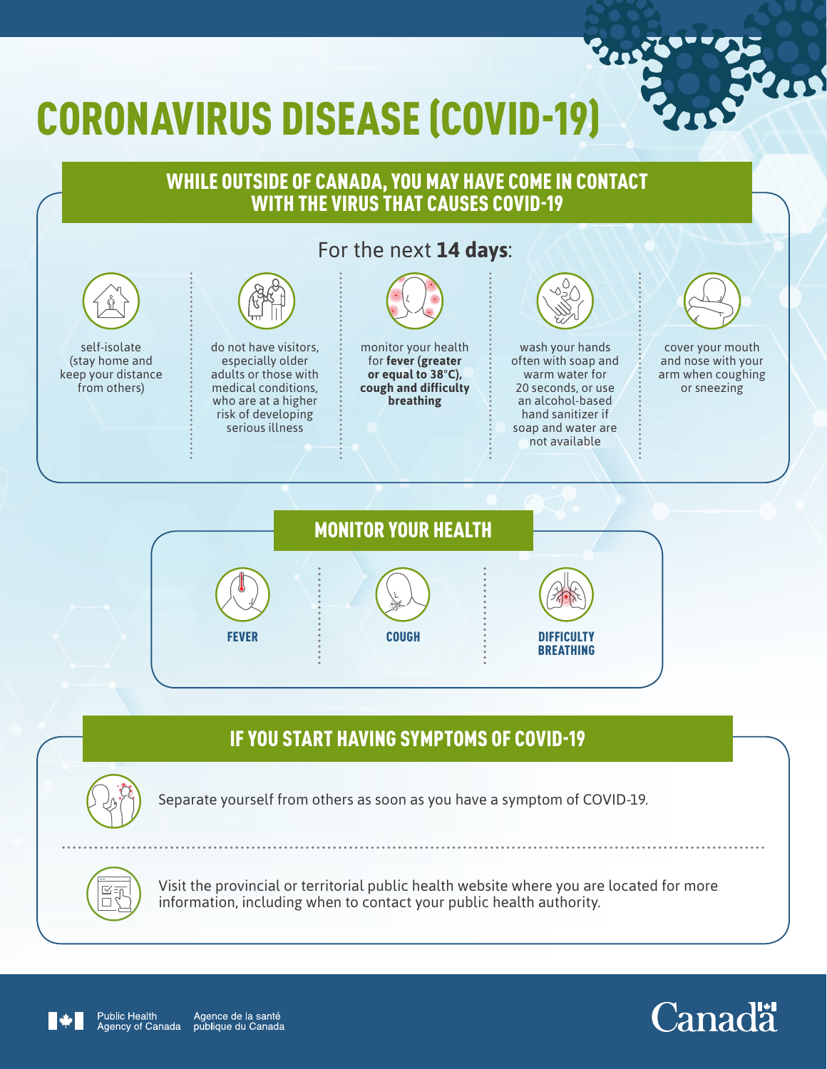# CORONAVIRUS DISEASE (COVID-19)

## WHILE OUTSIDE OF CANADA, YOU MAY HAVE COME IN CONTACT WITH THE VIRUS THAT CAUSES COVID-19

For the next **14 days**:

- self-isolate (stay home and keep your distance from others)
- do not have visitors, especially older adults or those with medical conditions, who are at a higher risk of developing serious illness
- monitor your health for **fever (greater or equal to 38°C), cough and difficulty breathing**
- wash your hands often with soap and warm water for 20 seconds, or use an alcohol-based hand sanitizer if soap and water are not available
- cover your mouth and nose with your arm when coughing or sneezing

## MONITOR YOUR HEALTH

- **FEVER**
- **COUGH**
- **DIFFICULTY BREATHING**

## IF YOU START HAVING SYMPTOMS OF COVID-19

Separate yourself from others as soon as you have a symptom of COVID-19.

Visit the provincial or territorial public health website where you are located for more information, including when to contact your public health authority.

Public Health Agency of Canada | Agence de la santé publique du Canada

Canada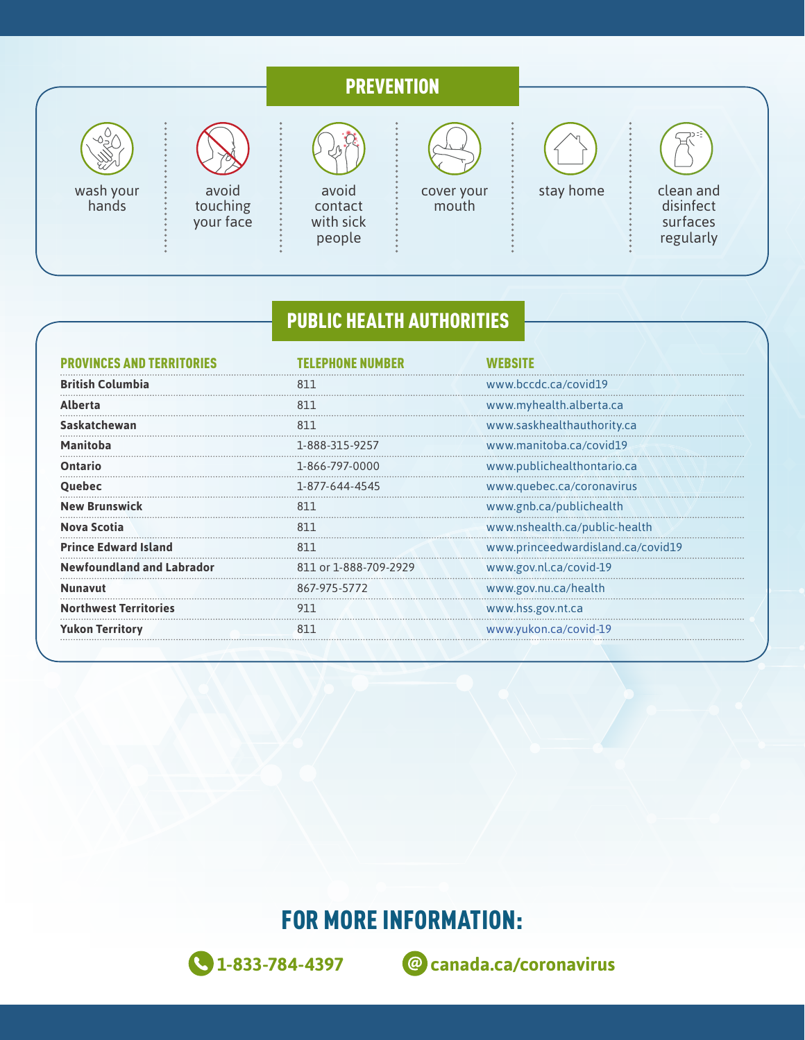## PREVENTION

- wash your hands
- avoid touching your face
- avoid contact with sick people
- cover your mouth
- stay home
- clean and disinfect surfaces regularly

## PUBLIC HEALTH AUTHORITIES

| PROVINCES AND TERRITORIES | TELEPHONE NUMBER | WEBSITE |
|---|---|---|
| **British Columbia** | 811 | www.bccdc.ca/covid19 |
| **Alberta** | 811 | www.myhealth.alberta.ca |
| **Saskatchewan** | 811 | www.saskhealthauthority.ca |
| **Manitoba** | 1-888-315-9257 | www.manitoba.ca/covid19 |
| **Ontario** | 1-866-797-0000 | www.publichealthontario.ca |
| **Quebec** | 1-877-644-4545 | www.quebec.ca/coronavirus |
| **New Brunswick** | 811 | www.gnb.ca/publichealth |
| **Nova Scotia** | 811 | www.nshealth.ca/public-health |
| **Prince Edward Island** | 811 | www.princeedwardisland.ca/covid19 |
| **Newfoundland and Labrador** | 811 or 1-888-709-2929 | www.gov.nl.ca/covid-19 |
| **Nunavut** | 867-975-5772 | www.gov.nu.ca/health |
| **Northwest Territories** | 911 | www.hss.gov.nt.ca |
| **Yukon Territory** | 811 | www.yukon.ca/covid-19 |

## FOR MORE INFORMATION:

**1-833-784-4397**

**canada.ca/coronavirus**